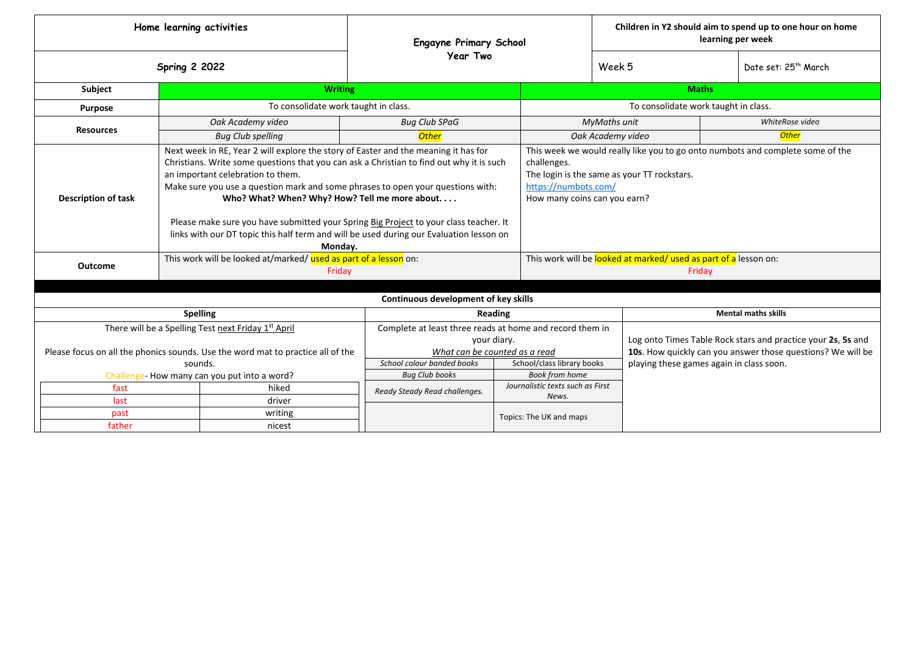| Home learning activities | Engayne Primary School Year Two | Children in Y2 should aim to spend up to one hour on home learning per week | |
|---|---|---|---|
| Spring 2 2022 | | Week 5 | Date set: 25th March |

| Subject | Writing | | Maths | |
|---|---|---|---|---|
| Purpose | To consolidate work taught in class. | | To consolidate work taught in class. | |
| Resources | *Oak Academy video* | *Bug Club SPaG* | *MyMaths unit* | *WhiteRose video* |
| | *Bug Club spelling* | *Other* | *Oak Academy video* | *Other* |
| Description of task | Next week in RE, Year 2 will explore the story of Easter and the meaning it has for Christians. Write some questions that you can ask a Christian to find out why it is such an important celebration to them.<br>Make sure you use a question mark and some phrases to open your questions with:<br>**Who? What? When? Why? How? Tell me more about. . . .**<br><br>Please make sure you have submitted your Spring Big Project to your class teacher. It links with our DT topic this half term and will be used during our Evaluation lesson on **Monday.** | | This week we would really like you to go onto numbots and complete some of the challenges.<br>The login is the same as your TT rockstars.<br>https://numbots.com/<br>How many coins can you earn? | |
| Outcome | This work will be looked at/marked/ used as part of a lesson on:<br>Friday | | This work will be looked at marked/ used as part of a lesson on:<br>Friday | |

**Continuous development of key skills**

| Spelling | | Reading | | Mental maths skills |
|---|---|---|---|---|
| There will be a Spelling Test next Friday 1st April<br><br>Please focus on all the phonics sounds. Use the word mat to practice all of the sounds.<br>Challenge- How many can you put into a word? | | Complete at least three reads at home and record them in your diary.<br>*What can be counted as a read* | | Log onto Times Table Rock stars and practice your **2s**, **5s** and **10s**. How quickly can you answer those questions? We will be playing these games again in class soon. |
| fast | hiked | *School colour banded books* | *School/class library books* | |
| last | driver | *Bug Club books* | *Book from home* | |
| past | writing | *Ready Steady Read challenges.* | *Journalistic texts such as First News.* | |
| father | nicest | | Topics: The UK and maps | |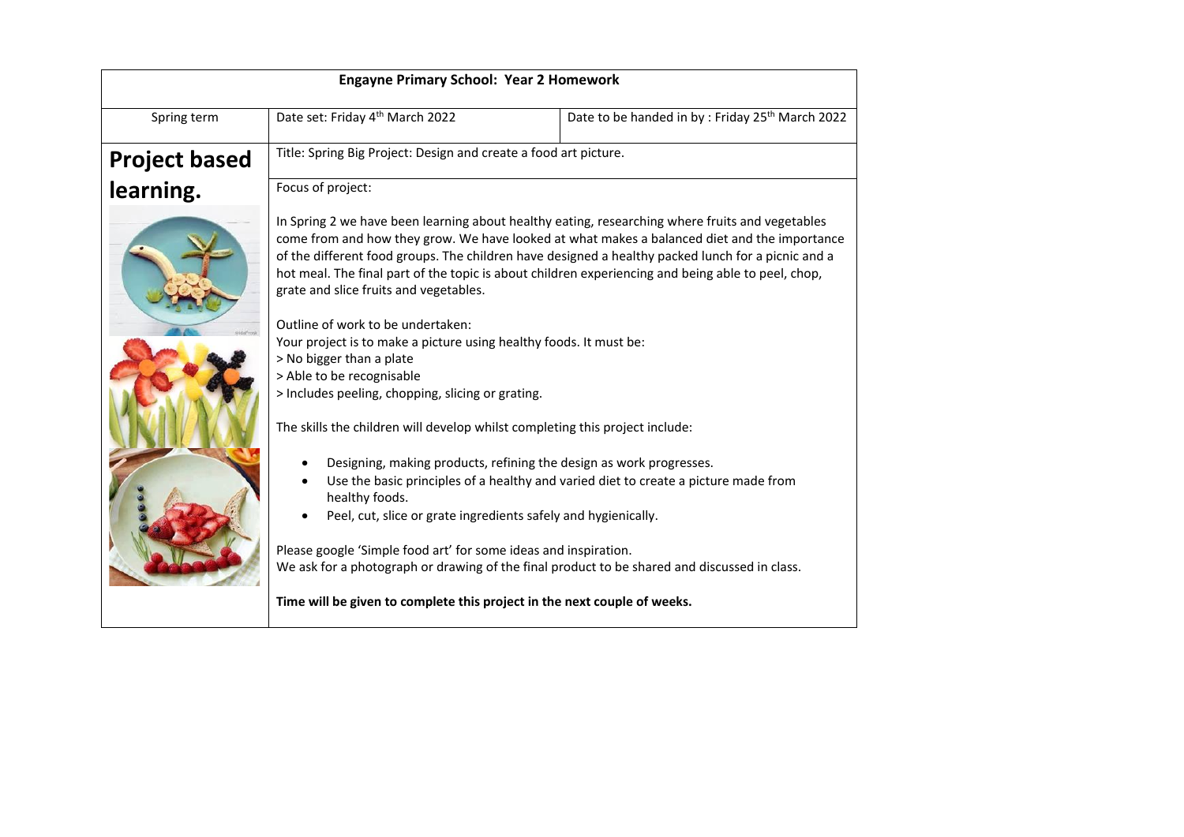| Engayne Primary School: Year 2 Homework | | |
|---|---|---|
| Spring term | Date set: Friday 4th March 2022 | Date to be handed in by : Friday 25th March 2022 |

## Project based learning.

Title: Spring Big Project: Design and create a food art picture.

Focus of project:

In Spring 2 we have been learning about healthy eating, researching where fruits and vegetables come from and how they grow. We have looked at what makes a balanced diet and the importance of the different food groups. The children have designed a healthy packed lunch for a picnic and a hot meal. The final part of the topic is about children experiencing and being able to peel, chop, grate and slice fruits and vegetables.

Outline of work to be undertaken:
Your project is to make a picture using healthy foods. It must be:
> No bigger than a plate
> Able to be recognisable
> Includes peeling, chopping, slicing or grating.

The skills the children will develop whilst completing this project include:

- Designing, making products, refining the design as work progresses.
- Use the basic principles of a healthy and varied diet to create a picture made from healthy foods.
- Peel, cut, slice or grate ingredients safely and hygienically.

Please google 'Simple food art' for some ideas and inspiration.
We ask for a photograph or drawing of the final product to be shared and discussed in class.

**Time will be given to complete this project in the next couple of weeks.**